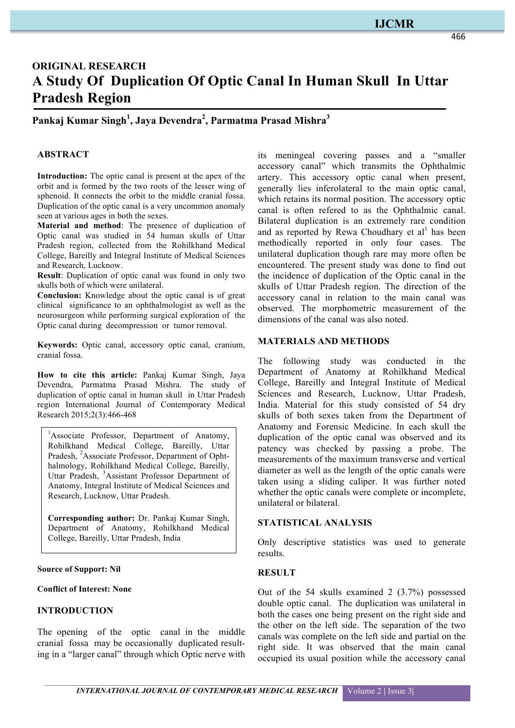ORIGINAL RESEARCH

# A Study Of Duplication Of Optic Canal In Human Skull In Uttar Pradesh Region

**Pankaj Kumar Singh[1], Jaya Devendra[2], Parmatma Prasad Mishra[3]**

## ABSTRACT

**Introduction:** The optic canal is present at the apex of the orbit and is formed by the two roots of the lesser wing of sphenoid. It connects the orbit to the middle cranial fossa. Duplication of the optic canal is a very uncommon anomaly seen at various ages in both the sexes.

**Material and method**: The presence of duplication of Optic canal was studied in 54 human skulls of Uttar Pradesh region, collected from the Rohilkhand Medical College, Bareilly and Integral Institute of Medical Sciences and Research, Lucknow.

**Result**: Duplication of optic canal was found in only two skulls both of which were unilateral.

**Conclusion:** Knowledge about the optic canal is of great clinical significance to an ophthalmologist as well as the neurosurgeon while performing surgical exploration of the Optic canal during decompression or tumor removal.

**Keywords:** Optic canal, accessory optic canal, cranium, cranial fossa.

**How to cite this article:** Pankaj Kumar Singh, Jaya Devendra, Parmatma Prasad Mishra. The study of duplication of optic canal in human skull in Uttar Pradesh region International Journal of Contemporary Medical Research 2015;2(3):466-468

[1]Associate Professor, Department of Anatomy, Rohilkhand Medical College, Bareilly, Uttar Pradesh, [2]Associate Professor, Department of Ophthalmology, Rohilkhand Medical College, Bareilly, Uttar Pradesh, [3]Assistant Professor Department of Anatomy, Integral Institute of Medical Sciences and Research, Lucknow, Uttar Pradesh.

**Corresponding author:** Dr. Pankaj Kumar Singh, Department of Anatomy, Rohilkhand Medical College, Bareilly, Uttar Pradesh, India

**Source of Support: Nil**

**Conflict of Interest: None**

## INTRODUCTION

The opening of the optic canal in the middle cranial fossa may be occasionally duplicated resulting in a "larger canal" through which Optic nerve with its meningeal covering passes and a "smaller accessory canal" which transmits the Ophthalmic artery. This accessory optic canal when present, generally lies inferolateral to the main optic canal, which retains its normal position. The accessory optic canal is often refered to as the Ophthalmic canal. Bilateral duplication is an extremely rare condition and as reported by Rewa Choudhary et al[1] has been methodically reported in only four cases. The unilateral duplication though rare may more often be encountered. The present study was done to find out the incidence of duplication of the Optic canal in the skulls of Uttar Pradesh region. The direction of the accessory canal in relation to the main canal was observed. The morphometric measurement of the dimensions of the canal was also noted.

## MATERIALS AND METHODS

The following study was conducted in the Department of Anatomy at Rohilkhand Medical College, Bareilly and Integral Institute of Medical Sciences and Research, Lucknow, Uttar Pradesh, India. Material for this study consisted of 54 dry skulls of both sexes taken from the Department of Anatomy and Forensic Medicine. In each skull the duplication of the optic canal was observed and its patency was checked by passing a probe. The measurements of the maximum transverse and vertical diameter as well as the length of the optic canals were taken using a sliding caliper. It was further noted whether the optic canals were complete or incomplete, unilateral or bilateral.

## STATISTICAL ANALYSIS

Only descriptive statistics was used to generate results.

## RESULT

Out of the 54 skulls examined 2 (3.7%) possessed double optic canal. The duplication was unilateral in both the cases one being present on the right side and the other on the left side. The separation of the two canals was complete on the left side and partial on the right side. It was observed that the main canal occupied its usual position while the accessory canal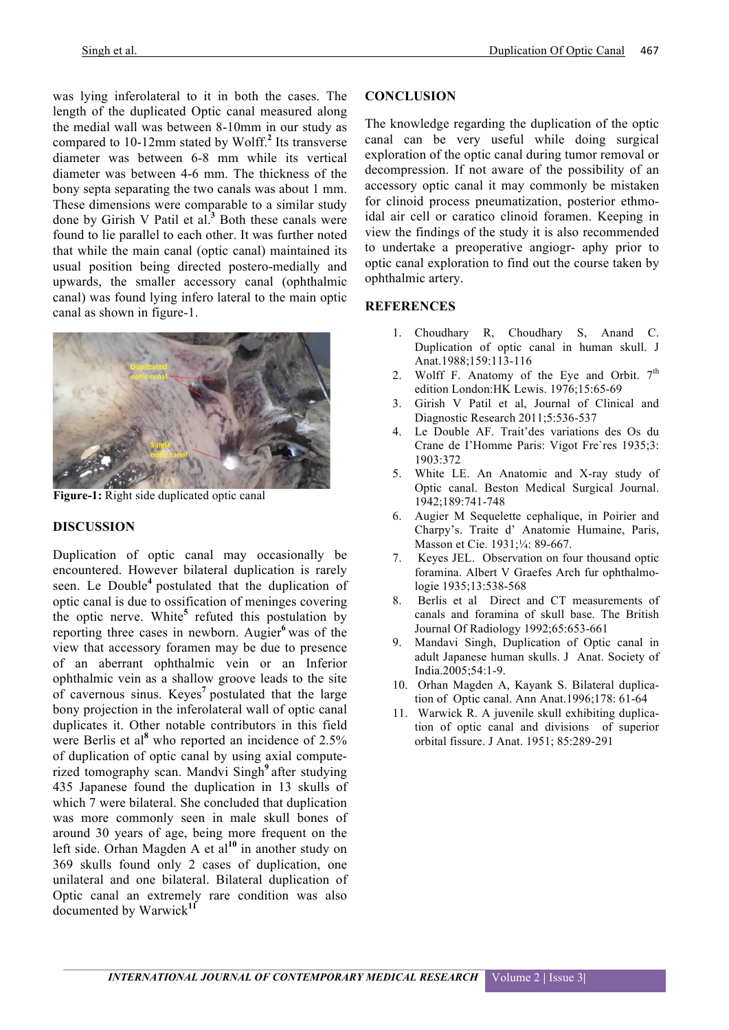was lying inferolateral to it in both the cases. The length of the duplicated Optic canal measured along the medial wall was between 8-10mm in our study as compared to 10-12mm stated by Wolff.[2] Its transverse diameter was between 6-8 mm while its vertical diameter was between 4-6 mm. The thickness of the bony septa separating the two canals was about 1 mm. These dimensions were comparable to a similar study done by Girish V Patil et al.[3] Both these canals were found to lie parallel to each other. It was further noted that while the main canal (optic canal) maintained its usual position being directed postero-medially and upwards, the smaller accessory canal (ophthalmic canal) was found lying infero lateral to the main optic canal as shown in figure-1.

**Figure-1:** Right side duplicated optic canal

## DISCUSSION

Duplication of optic canal may occasionally be encountered. However bilateral duplication is rarely seen. Le Double[4] postulated that the duplication of optic canal is due to ossification of meninges covering the optic nerve. White[5] refuted this postulation by reporting three cases in newborn. Augier[6] was of the view that accessory foramen may be due to presence of an aberrant ophthalmic vein or an Inferior ophthalmic vein as a shallow groove leads to the site of cavernous sinus. Keyes[7] postulated that the large bony projection in the inferolateral wall of optic canal duplicates it. Other notable contributors in this field were Berlis et al[8] who reported an incidence of 2.5% of duplication of optic canal by using axial computerized tomography scan. Mandvi Singh[9] after studying 435 Japanese found the duplication in 13 skulls of which 7 were bilateral. She concluded that duplication was more commonly seen in male skull bones of around 30 years of age, being more frequent on the left side. Orhan Magden A et al[10] in another study on 369 skulls found only 2 cases of duplication, one unilateral and one bilateral. Bilateral duplication of Optic canal an extremely rare condition was also documented by Warwick[11]

## CONCLUSION

The knowledge regarding the duplication of the optic canal can be very useful while doing surgical exploration of the optic canal during tumor removal or decompression. If not aware of the possibility of an accessory optic canal it may commonly be mistaken for clinoid process pneumatization, posterior ethmoidal air cell or caratico clinoid foramen. Keeping in view the findings of the study it is also recommended to undertake a preoperative angiogr- aphy prior to optic canal exploration to find out the course taken by ophthalmic artery.

## REFERENCES

1. Choudhary R, Choudhary S, Anand C. Duplication of optic canal in human skull. J Anat.1988;159:113-116
2. Wolff F. Anatomy of the Eye and Orbit. 7th edition London:HK Lewis. 1976;15:65-69
3. Girish V Patil et al, Journal of Clinical and Diagnostic Research 2011;5:536-537
4. Le Double AF. Trait'des variations des Os du Crane de I'Homme Paris: Vigot Fre`res 1935;3: 1903:372
5. White LE. An Anatomic and X-ray study of Optic canal. Beston Medical Surgical Journal. 1942;189:741-748
6. Augier M Sequelette cephalique, in Poirier and Charpy's. Traite d' Anatomie Humaine, Paris, Masson et Cie. 1931;¼: 89-667.
7. Keyes JEL. Observation on four thousand optic foramina. Albert V Graefes Arch fur ophthalmologie 1935;13:538-568
8. Berlis et al Direct and CT measurements of canals and foramina of skull base. The British Journal Of Radiology 1992;65:653-661
9. Mandavi Singh, Duplication of Optic canal in adult Japanese human skulls. J Anat. Society of India.2005;54:1-9.
10. Orhan Magden A, Kayank S. Bilateral duplication of Optic canal. Ann Anat.1996;178: 61-64
11. Warwick R. A juvenile skull exhibiting duplication of optic canal and divisions of superior orbital fissure. J Anat. 1951; 85:289-291